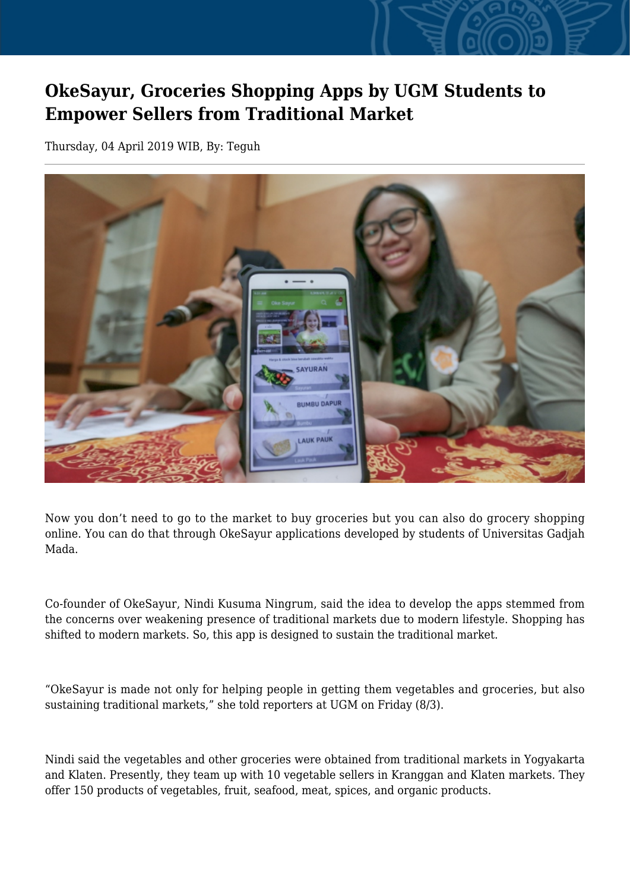# OkeSayur, Groceries Shopping Apps by UGM Students to Empower Sellers from Traditional Market

Thursday, 04 April 2019 WIB, By: Teguh

Now you don't need to go to the market to buy groceries but you can also do grocery shopping online. You can do that through OkeSayur applications developed by students of Universitas Gadjah Mada.

Co-founder of OkeSayur, Nindi Kusuma Ningrum, said the idea to develop the apps stemmed from the concerns over weakening presence of traditional markets due to modern lifestyle. Shopping has shifted to modern markets. So, this app is designed to sustain the traditional market.

"OkeSayur is made not only for helping people in getting them vegetables and groceries, but also sustaining traditional markets," she told reporters at UGM on Friday (8/3).

Nindi said the vegetables and other groceries were obtained from traditional markets in Yogyakarta and Klaten. Presently, they team up with 10 vegetable sellers in Kranggan and Klaten markets. They offer 150 products of vegetables, fruit, seafood, meat, spices, and organic products.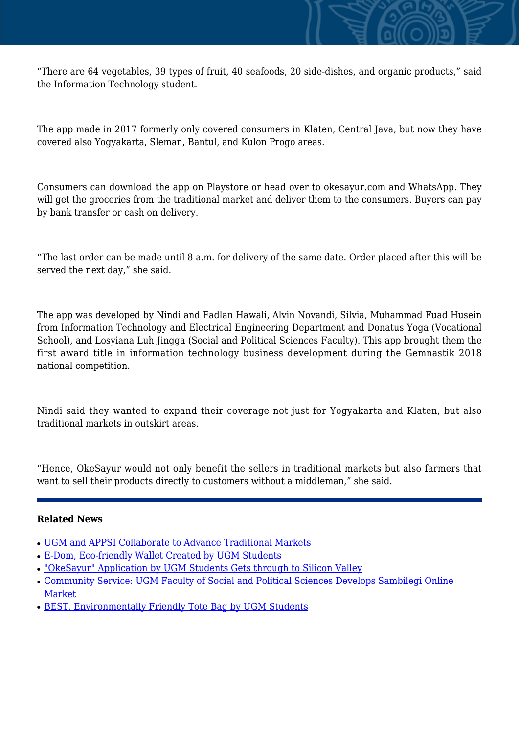"There are 64 vegetables, 39 types of fruit, 40 seafoods, 20 side-dishes, and organic products," said the Information Technology student.

The app made in 2017 formerly only covered consumers in Klaten, Central Java, but now they have covered also Yogyakarta, Sleman, Bantul, and Kulon Progo areas.

Consumers can download the app on Playstore or head over to okesayur.com and WhatsApp. They will get the groceries from the traditional market and deliver them to the consumers. Buyers can pay by bank transfer or cash on delivery.

"The last order can be made until 8 a.m. for delivery of the same date. Order placed after this will be served the next day," she said.

The app was developed by Nindi and Fadlan Hawali, Alvin Novandi, Silvia, Muhammad Fuad Husein from Information Technology and Electrical Engineering Department and Donatus Yoga (Vocational School), and Losyiana Luh Jingga (Social and Political Sciences Faculty). This app brought them the first award title in information technology business development during the Gemnastik 2018 national competition.

Nindi said they wanted to expand their coverage not just for Yogyakarta and Klaten, but also traditional markets in outskirt areas.

"Hence, OkeSayur would not only benefit the sellers in traditional markets but also farmers that want to sell their products directly to customers without a middleman," she said.

---

**Related News**

- UGM and APPSI Collaborate to Advance Traditional Markets
- E-Dom, Eco-friendly Wallet Created by UGM Students
- "OkeSayur" Application by UGM Students Gets through to Silicon Valley
- Community Service: UGM Faculty of Social and Political Sciences Develops Sambilegi Online Market
- BEST, Environmentally Friendly Tote Bag by UGM Students